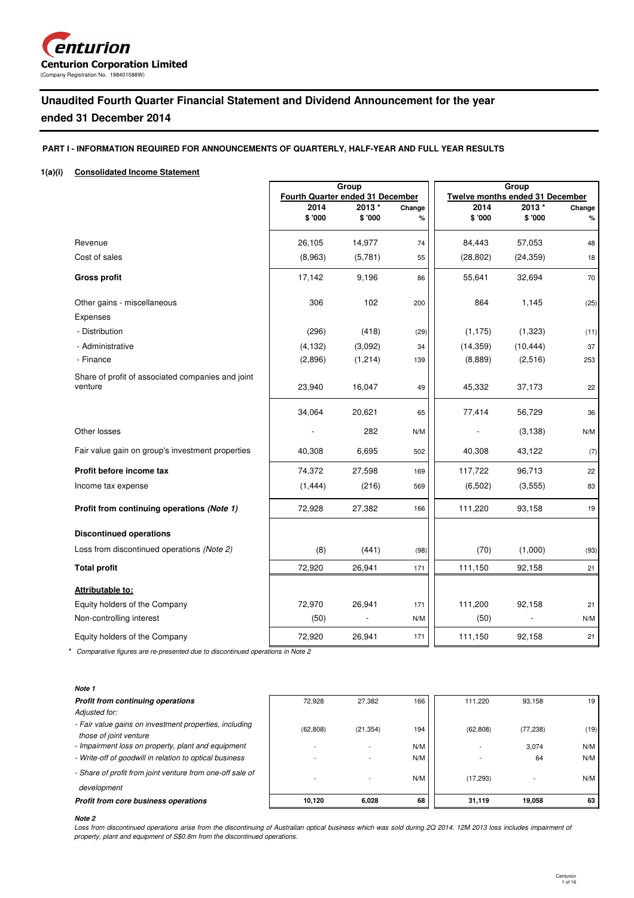**Centurion Corporation Limited**
(Company Registration No. 198401088W)

# Unaudited Fourth Quarter Financial Statement and Dividend Announcement for the year ended 31 December 2014

## PART I - INFORMATION REQUIRED FOR ANNOUNCEMENTS OF QUARTERLY, HALF-YEAR AND FULL YEAR RESULTS

### 1(a)(i) Consolidated Income Statement

| | Group | | | Group | | |
|---|---|---|---|---|---|---|
| | Fourth Quarter ended 31 December | | | Twelve months ended 31 December | | |
| | 2014 $ '000 | 2013 * $ '000 | Change % | 2014 $ '000 | 2013 * $ '000 | Change % |
| Revenue | 26,105 | 14,977 | 74 | 84,443 | 57,053 | 48 |
| Cost of sales | (8,963) | (5,781) | 55 | (28,802) | (24,359) | 18 |
| **Gross profit** | 17,142 | 9,196 | 86 | 55,641 | 32,694 | 70 |
| Other gains - miscellaneous | 306 | 102 | 200 | 864 | 1,145 | (25) |
| Expenses | | | | | | |
| - Distribution | (296) | (418) | (29) | (1,175) | (1,323) | (11) |
| - Administrative | (4,132) | (3,092) | 34 | (14,359) | (10,444) | 37 |
| - Finance | (2,896) | (1,214) | 139 | (8,889) | (2,516) | 253 |
| Share of profit of associated companies and joint venture | 23,940 | 16,047 | 49 | 45,332 | 37,173 | 22 |
| | 34,064 | 20,621 | 65 | 77,414 | 56,729 | 36 |
| Other losses | - | 282 | N/M | - | (3,138) | N/M |
| Fair value gain on group's investment properties | 40,308 | 6,695 | 502 | 40,308 | 43,122 | (7) |
| **Profit before income tax** | 74,372 | 27,598 | 169 | 117,722 | 96,713 | 22 |
| Income tax expense | (1,444) | (216) | 569 | (6,502) | (3,555) | 83 |
| **Profit from continuing operations *(Note 1)*** | 72,928 | 27,382 | 166 | 111,220 | 93,158 | 19 |
| **Discontinued operations** | | | | | | |
| Loss from discontinued operations *(Note 2)* | (8) | (441) | (98) | (70) | (1,000) | (93) |
| **Total profit** | 72,920 | 26,941 | 171 | 111,150 | 92,158 | 21 |
| **Attributable to:** | | | | | | |
| Equity holders of the Company | 72,970 | 26,941 | 171 | 111,200 | 92,158 | 21 |
| Non-controlling interest | (50) | - | N/M | (50) | - | N/M |
| Equity holders of the Company | 72,920 | 26,941 | 171 | 111,150 | 92,158 | 21 |

\* *Comparative figures are re-presented due to discontinued operations in Note 2*

***Note 1***

| | | | | | | |
|---|---|---|---|---|---|---|
| ***Profit from continuing operations*** | 72,928 | 27,382 | 166 | 111,220 | 93,158 | 19 |
| *Adjusted for:* | | | | | | |
| *- Fair value gains on investment properties, including those of joint venture* | (62,808) | (21,354) | 194 | (62,808) | (77,238) | (19) |
| *- Impairment loss on property, plant and equipment* | - | - | N/M | - | 3,074 | N/M |
| *- Write-off of goodwill in relation to optical business* | - | - | N/M | - | 64 | N/M |
| *- Share of profit from joint venture from one-off sale of development* | - | - | N/M | (17,293) | - | N/M |
| ***Profit from core business operations*** | **10,120** | **6,028** | **68** | **31,119** | **19,058** | **63** |

***Note 2***

*Loss from discontinued operations arise from the discontinuing of Australian optical business which was sold during 2Q 2014. 12M 2013 loss includes impairment of property, plant and equipment of S$0.8m from the discontinued operations.*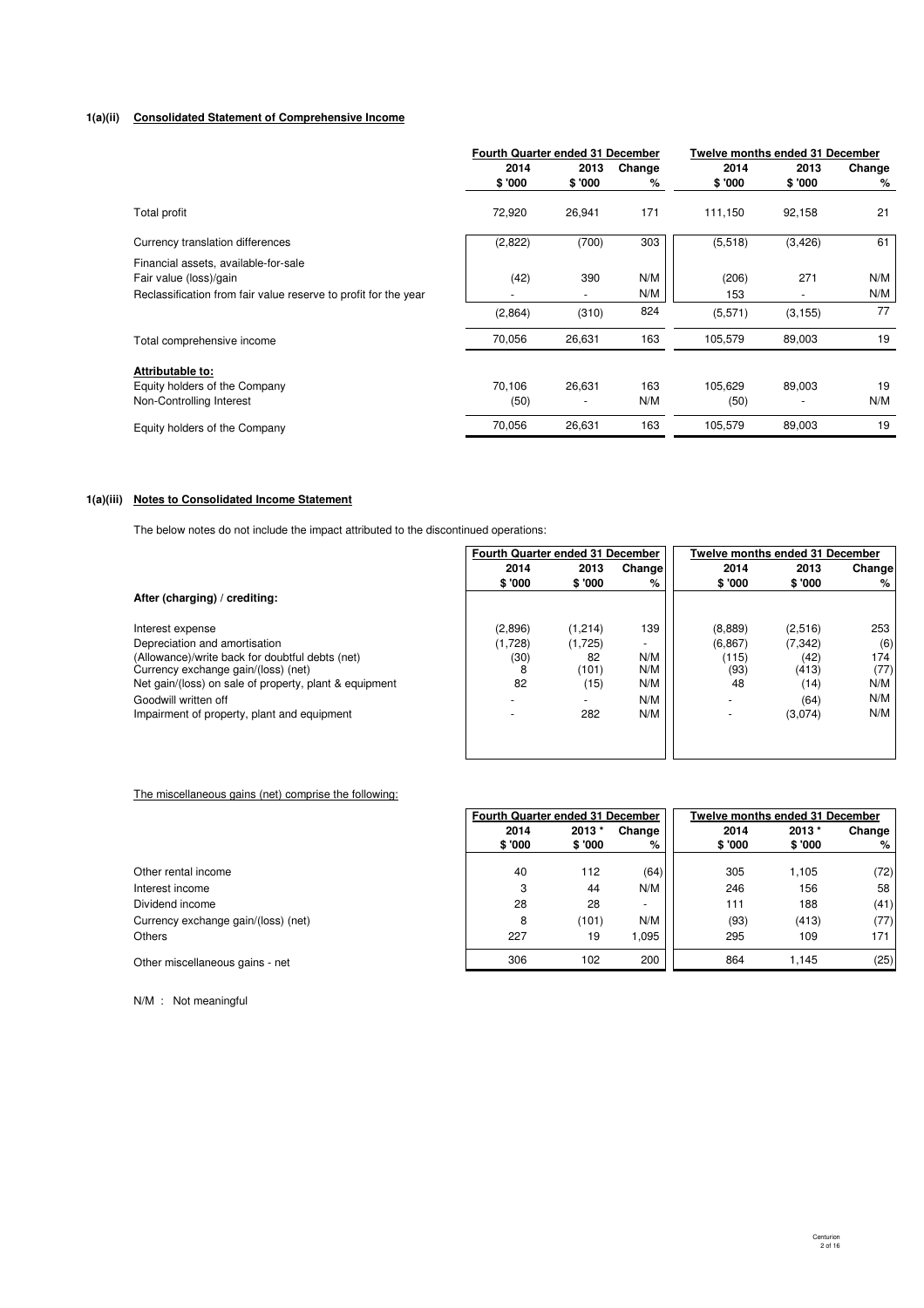**1(a)(ii) Consolidated Statement of Comprehensive Income**

| | Fourth Quarter ended 31 December | | | Twelve months ended 31 December | | |
|---|---|---|---|---|---|---|
| | 2014 | 2013 | Change | 2014 | 2013 | Change |
| | $ '000 | $ '000 | % | $ '000 | $ '000 | % |
| Total profit | 72,920 | 26,941 | 171 | 111,150 | 92,158 | 21 |
| Currency translation differences | (2,822) | (700) | 303 | (5,518) | (3,426) | 61 |
| Financial assets, available-for-sale | | | | | | |
| Fair value (loss)/gain | (42) | 390 | N/M | (206) | 271 | N/M |
| Reclassification from fair value reserve to profit for the year | - | - | N/M | 153 | - | N/M |
| | (2,864) | (310) | 824 | (5,571) | (3,155) | 77 |
| Total comprehensive income | 70,056 | 26,631 | 163 | 105,579 | 89,003 | 19 |
| **Attributable to:** | | | | | | |
| Equity holders of the Company | 70,106 | 26,631 | 163 | 105,629 | 89,003 | 19 |
| Non-Controlling Interest | (50) | - | N/M | (50) | - | N/M |
| Equity holders of the Company | 70,056 | 26,631 | 163 | 105,579 | 89,003 | 19 |

**1(a)(iii) Notes to Consolidated Income Statement**

The below notes do not include the impact attributed to the discontinued operations:

| | Fourth Quarter ended 31 December | | | Twelve months ended 31 December | | |
|---|---|---|---|---|---|---|
| | 2014 | 2013 | Change | 2014 | 2013 | Change |
| | $ '000 | $ '000 | % | $ '000 | $ '000 | % |
| **After (charging) / crediting:** | | | | | | |
| Interest expense | (2,896) | (1,214) | 139 | (8,889) | (2,516) | 253 |
| Depreciation and amortisation | (1,728) | (1,725) | - | (6,867) | (7,342) | (6) |
| (Allowance)/write back for doubtful debts (net) | (30) | 82 | N/M | (115) | (42) | 174 |
| Currency exchange gain/(loss) (net) | 8 | (101) | N/M | (93) | (413) | (77) |
| Net gain/(loss) on sale of property, plant & equipment | 82 | (15) | N/M | 48 | (14) | N/M |
| Goodwill written off | - | - | N/M | - | (64) | N/M |
| Impairment of property, plant and equipment | - | 282 | N/M | - | (3,074) | N/M |

The miscellaneous gains (net) comprise the following:

| | Fourth Quarter ended 31 December | | | Twelve months ended 31 December | | |
|---|---|---|---|---|---|---|
| | 2014 | 2013 * | Change | 2014 | 2013 * | Change |
| | $ '000 | $ '000 | % | $ '000 | $ '000 | % |
| Other rental income | 40 | 112 | (64) | 305 | 1,105 | (72) |
| Interest income | 3 | 44 | N/M | 246 | 156 | 58 |
| Dividend income | 28 | 28 | - | 111 | 188 | (41) |
| Currency exchange gain/(loss) (net) | 8 | (101) | N/M | (93) | (413) | (77) |
| Others | 227 | 19 | 1,095 | 295 | 109 | 171 |
| Other miscellaneous gains - net | 306 | 102 | 200 | 864 | 1,145 | (25) |

N/M : Not meaningful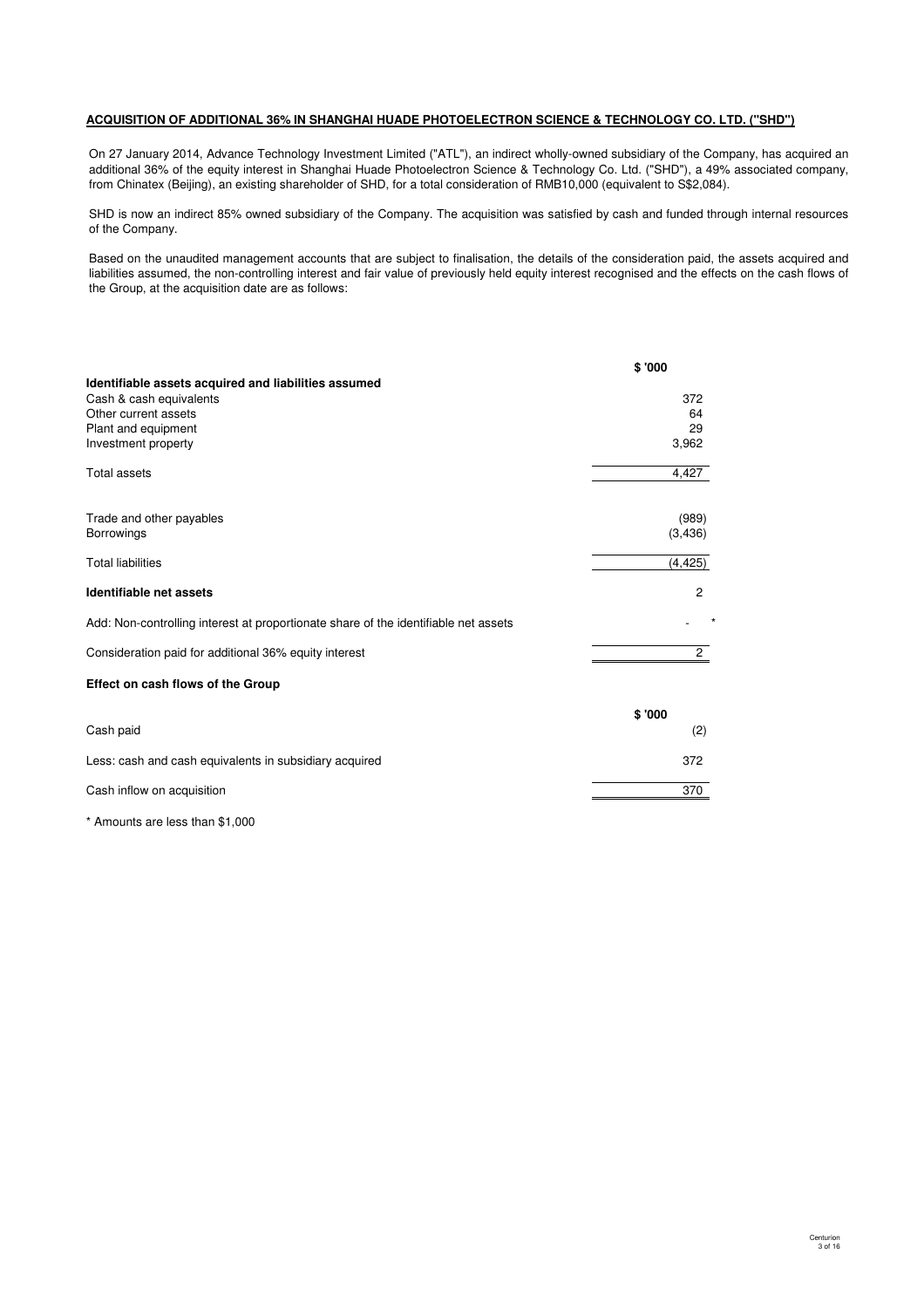**ACQUISITION OF ADDITIONAL 36% IN SHANGHAI HUADE PHOTOELECTRON SCIENCE & TECHNOLOGY CO. LTD. ("SHD")**

On 27 January 2014, Advance Technology Investment Limited ("ATL"), an indirect wholly-owned subsidiary of the Company, has acquired an additional 36% of the equity interest in Shanghai Huade Photoelectron Science & Technology Co. Ltd. ("SHD"), a 49% associated company, from Chinatex (Beijing), an existing shareholder of SHD, for a total consideration of RMB10,000 (equivalent to S$2,084).

SHD is now an indirect 85% owned subsidiary of the Company. The acquisition was satisfied by cash and funded through internal resources of the Company.

Based on the unaudited management accounts that are subject to finalisation, the details of the consideration paid, the assets acquired and liabilities assumed, the non-controlling interest and fair value of previously held equity interest recognised and the effects on the cash flows of the Group, at the acquisition date are as follows:

| | $ '000 |
|---|---|
| **Identifiable assets acquired and liabilities assumed** | |
| Cash & cash equivalents | 372 |
| Other current assets | 64 |
| Plant and equipment | 29 |
| Investment property | 3,962 |
| Total assets | 4,427 |
| Trade and other payables | (989) |
| Borrowings | (3,436) |
| Total liabilities | (4,425) |
| **Identifiable net assets** | 2 |
| Add: Non-controlling interest at proportionate share of the identifiable net assets | - * |
| Consideration paid for additional 36% equity interest | 2 |

**Effect on cash flows of the Group**

| | $ '000 |
|---|---|
| Cash paid | (2) |
| Less: cash and cash equivalents in subsidiary acquired | 372 |
| Cash inflow on acquisition | 370 |

\* Amounts are less than $1,000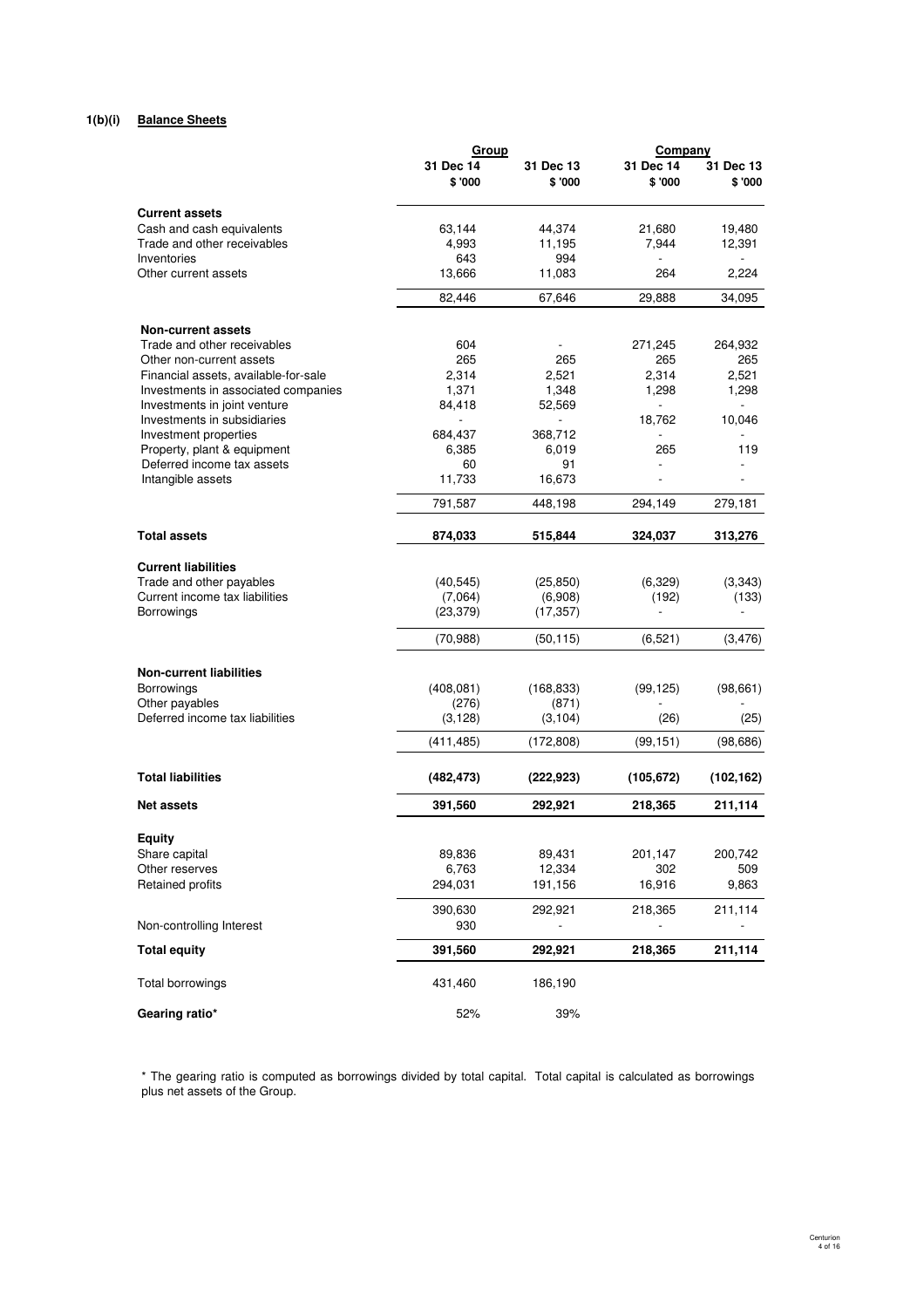**1(b)(i) Balance Sheets**

| | Group | | Company | |
|---|---|---|---|---|
| | 31 Dec 14 | 31 Dec 13 | 31 Dec 14 | 31 Dec 13 |
| | $ '000 | $ '000 | $ '000 | $ '000 |
| **Current assets** | | | | |
| Cash and cash equivalents | 63,144 | 44,374 | 21,680 | 19,480 |
| Trade and other receivables | 4,993 | 11,195 | 7,944 | 12,391 |
| Inventories | 643 | 994 | - | - |
| Other current assets | 13,666 | 11,083 | 264 | 2,224 |
| | 82,446 | 67,646 | 29,888 | 34,095 |
| **Non-current assets** | | | | |
| Trade and other receivables | 604 | - | 271,245 | 264,932 |
| Other non-current assets | 265 | 265 | 265 | 265 |
| Financial assets, available-for-sale | 2,314 | 2,521 | 2,314 | 2,521 |
| Investments in associated companies | 1,371 | 1,348 | 1,298 | 1,298 |
| Investments in joint venture | 84,418 | 52,569 | - | - |
| Investments in subsidiaries | - | - | 18,762 | 10,046 |
| Investment properties | 684,437 | 368,712 | - | - |
| Property, plant & equipment | 6,385 | 6,019 | 265 | 119 |
| Deferred income tax assets | 60 | 91 | - | - |
| Intangible assets | 11,733 | 16,673 | - | - |
| | 791,587 | 448,198 | 294,149 | 279,181 |
| **Total assets** | **874,033** | **515,844** | **324,037** | **313,276** |
| **Current liabilities** | | | | |
| Trade and other payables | (40,545) | (25,850) | (6,329) | (3,343) |
| Current income tax liabilities | (7,064) | (6,908) | (192) | (133) |
| Borrowings | (23,379) | (17,357) | - | - |
| | (70,988) | (50,115) | (6,521) | (3,476) |
| **Non-current liabilities** | | | | |
| Borrowings | (408,081) | (168,833) | (99,125) | (98,661) |
| Other payables | (276) | (871) | - | - |
| Deferred income tax liabilities | (3,128) | (3,104) | (26) | (25) |
| | (411,485) | (172,808) | (99,151) | (98,686) |
| **Total liabilities** | **(482,473)** | **(222,923)** | **(105,672)** | **(102,162)** |
| **Net assets** | **391,560** | **292,921** | **218,365** | **211,114** |
| **Equity** | | | | |
| Share capital | 89,836 | 89,431 | 201,147 | 200,742 |
| Other reserves | 6,763 | 12,334 | 302 | 509 |
| Retained profits | 294,031 | 191,156 | 16,916 | 9,863 |
| | 390,630 | 292,921 | 218,365 | 211,114 |
| Non-controlling Interest | 930 | - | - | - |
| **Total equity** | **391,560** | **292,921** | **218,365** | **211,114** |
| Total borrowings | 431,460 | 186,190 | | |
| **Gearing ratio*** | 52% | 39% | | |

* The gearing ratio is computed as borrowings divided by total capital. Total capital is calculated as borrowings plus net assets of the Group.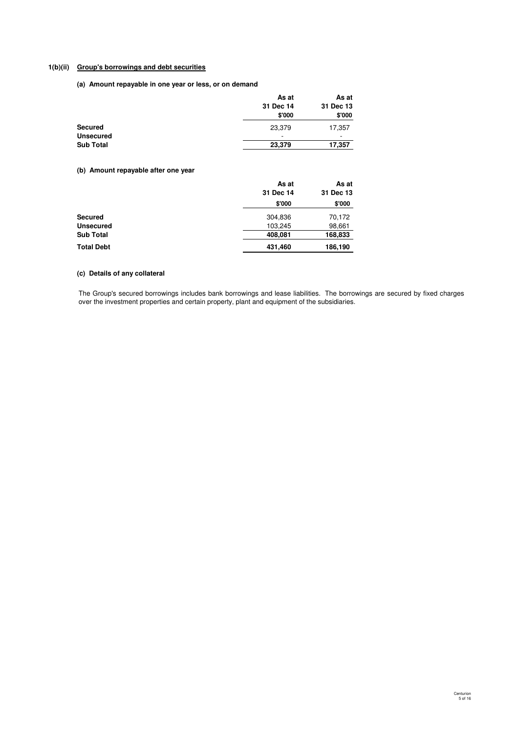### 1(b)(ii) Group's borrowings and debt securities

**(a) Amount repayable in one year or less, or on demand**

| | As at 31 Dec 14 $'000 | As at 31 Dec 13 $'000 |
|---|---|---|
| **Secured** | 23,379 | 17,357 |
| **Unsecured** | - | - |
| **Sub Total** | **23,379** | **17,357** |

**(b) Amount repayable after one year**

| | As at 31 Dec 14 $'000 | As at 31 Dec 13 $'000 |
|---|---|---|
| **Secured** | 304,836 | 70,172 |
| **Unsecured** | 103,245 | 98,661 |
| **Sub Total** | **408,081** | **168,833** |
| **Total Debt** | **431,460** | **186,190** |

**(c) Details of any collateral**

The Group's secured borrowings includes bank borrowings and lease liabilities. The borrowings are secured by fixed charges over the investment properties and certain property, plant and equipment of the subsidiaries.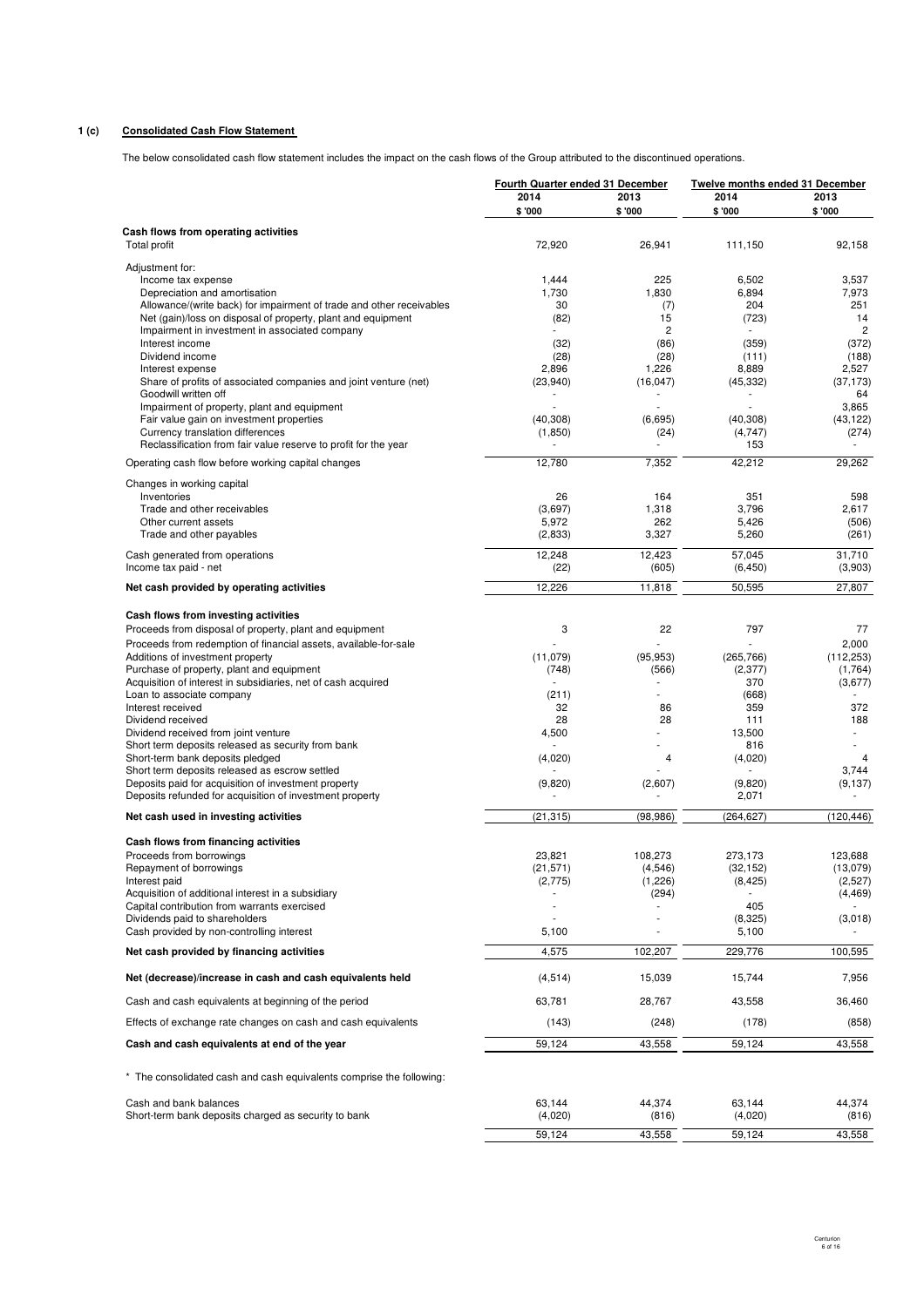**1 (c) Consolidated Cash Flow Statement**

The below consolidated cash flow statement includes the impact on the cash flows of the Group attributed to the discontinued operations.

| | Fourth Quarter ended 31 December | | Twelve months ended 31 December | |
|---|---|---|---|---|
| | 2014 | 2013 | 2014 | 2013 |
| | $ '000 | $ '000 | $ '000 | $ '000 |
| **Cash flows from operating activities** | | | | |
| Total profit | 72,920 | 26,941 | 111,150 | 92,158 |
| Adjustment for: | | | | |
| Income tax expense | 1,444 | 225 | 6,502 | 3,537 |
| Depreciation and amortisation | 1,730 | 1,830 | 6,894 | 7,973 |
| Allowance/(write back) for impairment of trade and other receivables | 30 | (7) | 204 | 251 |
| Net (gain)/loss on disposal of property, plant and equipment | (82) | 15 | (723) | 14 |
| Impairment in investment in associated company | - | 2 | - | 2 |
| Interest income | (32) | (86) | (359) | (372) |
| Dividend income | (28) | (28) | (111) | (188) |
| Interest expense | 2,896 | 1,226 | 8,889 | 2,527 |
| Share of profits of associated companies and joint venture (net) | (23,940) | (16,047) | (45,332) | (37,173) |
| Goodwill written off | - | - | - | 64 |
| Impairment of property, plant and equipment | - | - | - | 3,865 |
| Fair value gain on investment properties | (40,308) | (6,695) | (40,308) | (43,122) |
| Currency translation differences | (1,850) | (24) | (4,747) | (274) |
| Reclassification from fair value reserve to profit for the year | - | - | 153 | - |
| Operating cash flow before working capital changes | 12,780 | 7,352 | 42,212 | 29,262 |
| Changes in working capital | | | | |
| Inventories | 26 | 164 | 351 | 598 |
| Trade and other receivables | (3,697) | 1,318 | 3,796 | 2,617 |
| Other current assets | 5,972 | 262 | 5,426 | (506) |
| Trade and other payables | (2,833) | 3,327 | 5,260 | (261) |
| Cash generated from operations | 12,248 | 12,423 | 57,045 | 31,710 |
| Income tax paid - net | (22) | (605) | (6,450) | (3,903) |
| **Net cash provided by operating activities** | 12,226 | 11,818 | 50,595 | 27,807 |
| **Cash flows from investing activities** | | | | |
| Proceeds from disposal of property, plant and equipment | 3 | 22 | 797 | 77 |
| Proceeds from redemption of financial assets, available-for-sale | - | - | - | 2,000 |
| Additions of investment property | (11,079) | (95,953) | (265,766) | (112,253) |
| Purchase of property, plant and equipment | (748) | (566) | (2,377) | (1,764) |
| Acquisition of interest in subsidiaries, net of cash acquired | - | - | 370 | (3,677) |
| Loan to associate company | (211) | - | (668) | - |
| Interest received | 32 | 86 | 359 | 372 |
| Dividend received | 28 | 28 | 111 | 188 |
| Dividend received from joint venture | 4,500 | - | 13,500 | - |
| Short term deposits released as security from bank | - | - | 816 | - |
| Short-term bank deposits pledged | (4,020) | 4 | (4,020) | 4 |
| Short term deposits released as escrow settled | - | - | - | 3,744 |
| Deposits paid for acquisition of investment property | (9,820) | (2,607) | (9,820) | (9,137) |
| Deposits refunded for acquisition of investment property | - | - | 2,071 | - |
| **Net cash used in investing activities** | (21,315) | (98,986) | (264,627) | (120,446) |
| **Cash flows from financing activities** | | | | |
| Proceeds from borrowings | 23,821 | 108,273 | 273,173 | 123,688 |
| Repayment of borrowings | (21,571) | (4,546) | (32,152) | (13,079) |
| Interest paid | (2,775) | (1,226) | (8,425) | (2,527) |
| Acquisition of additional interest in a subsidiary | - | (294) | - | (4,469) |
| Capital contribution from warrants exercised | - | - | 405 | - |
| Dividends paid to shareholders | - | - | (8,325) | (3,018) |
| Cash provided by non-controlling interest | 5,100 | - | 5,100 | - |
| **Net cash provided by financing activities** | 4,575 | 102,207 | 229,776 | 100,595 |
| **Net (decrease)/increase in cash and cash equivalents held** | (4,514) | 15,039 | 15,744 | 7,956 |
| Cash and cash equivalents at beginning of the period | 63,781 | 28,767 | 43,558 | 36,460 |
| Effects of exchange rate changes on cash and cash equivalents | (143) | (248) | (178) | (858) |
| **Cash and cash equivalents at end of the year** | 59,124 | 43,558 | 59,124 | 43,558 |

\* The consolidated cash and cash equivalents comprise the following:

| | | | | |
|---|---|---|---|---|
| Cash and bank balances | 63,144 | 44,374 | 63,144 | 44,374 |
| Short-term bank deposits charged as security to bank | (4,020) | (816) | (4,020) | (816) |
| | 59,124 | 43,558 | 59,124 | 43,558 |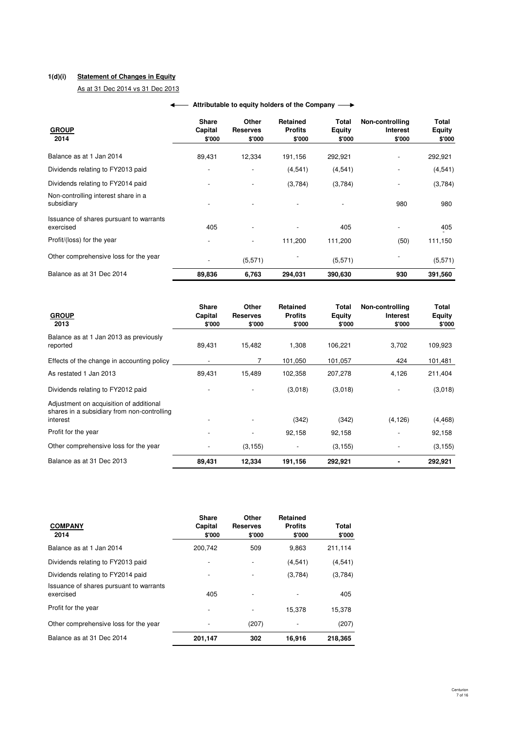**1(d)(i) Statement of Changes in Equity**

As at 31 Dec 2014 vs 31 Dec 2013

| GROUP 2014 | Share Capital $'000 | Other Reserves $'000 | Retained Profits $'000 | Total Equity $'000 | Non-controlling Interest $'000 | Total Equity $'000 |
|---|---|---|---|---|---|---|
| | ← Attributable to equity holders of the Company → | | | | | |
| Balance as at 1 Jan 2014 | 89,431 | 12,334 | 191,156 | 292,921 | - | 292,921 |
| Dividends relating to FY2013 paid | - | - | (4,541) | (4,541) | - | (4,541) |
| Dividends relating to FY2014 paid | - | - | (3,784) | (3,784) | - | (3,784) |
| Non-controlling interest share in a subsidiary | - | - | - | - | 980 | 980 |
| Issuance of shares pursuant to warrants exercised | 405 | - | - | 405 | - | 405 |
| Profit/(loss) for the year | - | - | 111,200 | 111,200 | (50) | 111,150 |
| Other comprehensive loss for the year | - | (5,571) | - | (5,571) | - | (5,571) |
| **Balance as at 31 Dec 2014** | **89,836** | **6,763** | **294,031** | **390,630** | **930** | **391,560** |

| GROUP 2013 | Share Capital $'000 | Other Reserves $'000 | Retained Profits $'000 | Total Equity $'000 | Non-controlling Interest $'000 | Total Equity $'000 |
|---|---|---|---|---|---|---|
| Balance as at 1 Jan 2013 as previously reported | 89,431 | 15,482 | 1,308 | 106,221 | 3,702 | 109,923 |
| Effects of the change in accounting policy | - | 7 | 101,050 | 101,057 | 424 | 101,481 |
| As restated 1 Jan 2013 | 89,431 | 15,489 | 102,358 | 207,278 | 4,126 | 211,404 |
| Dividends relating to FY2012 paid | - | - | (3,018) | (3,018) | - | (3,018) |
| Adjustment on acquisition of additional shares in a subsidiary from non-controlling interest | - | - | (342) | (342) | (4,126) | (4,468) |
| Profit for the year | - | - | 92,158 | 92,158 | - | 92,158 |
| Other comprehensive loss for the year | - | (3,155) | - | (3,155) | - | (3,155) |
| **Balance as at 31 Dec 2013** | **89,431** | **12,334** | **191,156** | **292,921** | **-** | **292,921** |

| COMPANY 2014 | Share Capital $'000 | Other Reserves $'000 | Retained Profits $'000 | Total $'000 |
|---|---|---|---|---|
| Balance as at 1 Jan 2014 | 200,742 | 509 | 9,863 | 211,114 |
| Dividends relating to FY2013 paid | - | - | (4,541) | (4,541) |
| Dividends relating to FY2014 paid | - | - | (3,784) | (3,784) |
| Issuance of shares pursuant to warrants exercised | 405 | - | - | 405 |
| Profit for the year | - | - | 15,378 | 15,378 |
| Other comprehensive loss for the year | - | (207) | - | (207) |
| **Balance as at 31 Dec 2014** | **201,147** | **302** | **16,916** | **218,365** |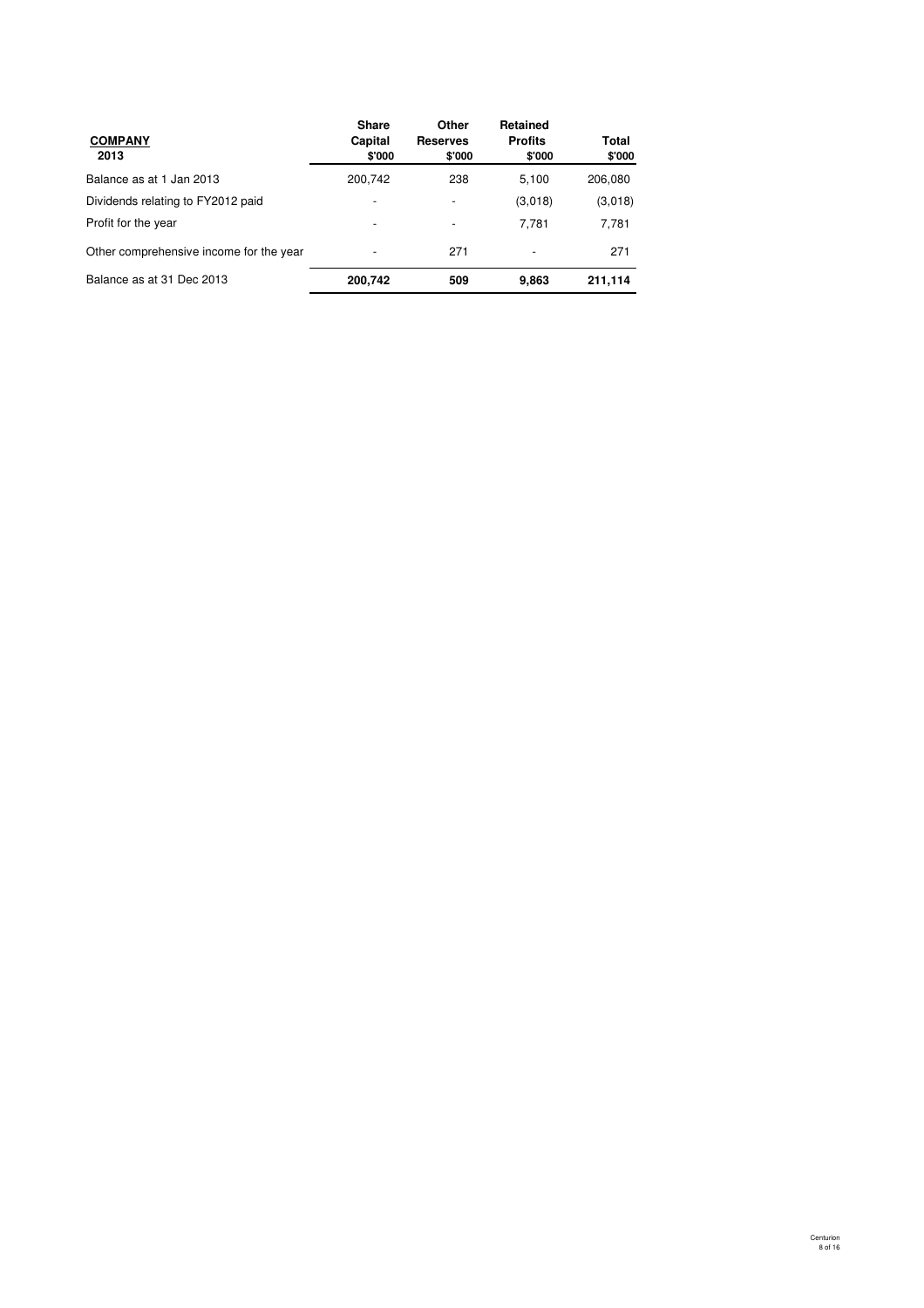| **COMPANY** **2013** | **Share Capital** **$'000** | **Other Reserves** **$'000** | **Retained Profits** **$'000** | **Total** **$'000** |
|---|---|---|---|---|
| Balance as at 1 Jan 2013 | 200,742 | 238 | 5,100 | 206,080 |
| Dividends relating to FY2012 paid | - | - | (3,018) | (3,018) |
| Profit for the year | - | - | 7,781 | 7,781 |
| Other comprehensive income for the year | - | 271 | - | 271 |
| Balance as at 31 Dec 2013 | **200,742** | **509** | **9,863** | **211,114** |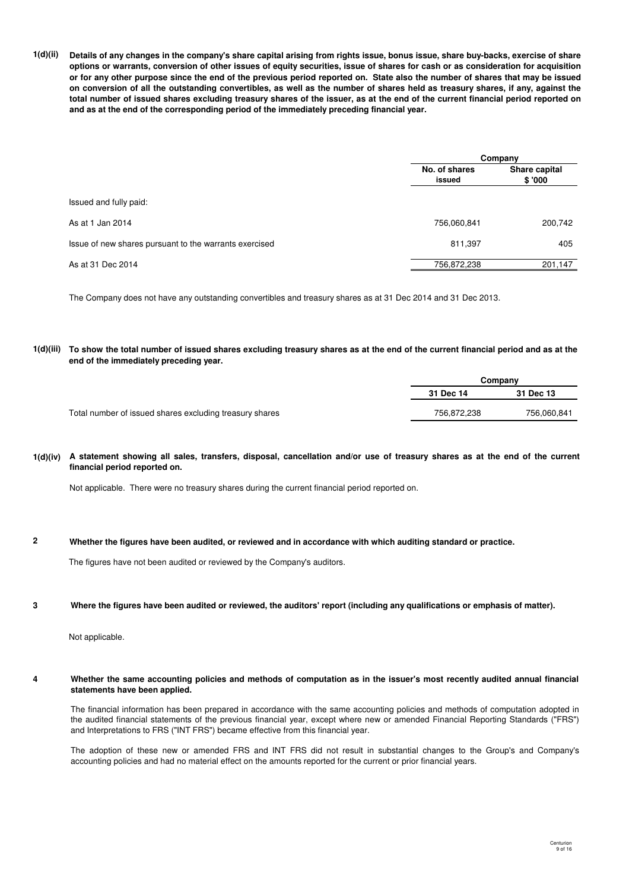**1(d)(ii) Details of any changes in the company's share capital arising from rights issue, bonus issue, share buy-backs, exercise of share options or warrants, conversion of other issues of equity securities, issue of shares for cash or as consideration for acquisition or for any other purpose since the end of the previous period reported on. State also the number of shares that may be issued on conversion of all the outstanding convertibles, as well as the number of shares held as treasury shares, if any, against the total number of issued shares excluding treasury shares of the issuer, as at the end of the current financial period reported on and as at the end of the corresponding period of the immediately preceding financial year.**

| | Company | |
|---|---|---|
| | **No. of shares issued** | **Share capital \$ '000** |
| Issued and fully paid: | | |
| As at 1 Jan 2014 | 756,060,841 | 200,742 |
| Issue of new shares pursuant to the warrants exercised | 811,397 | 405 |
| As at 31 Dec 2014 | 756,872,238 | 201,147 |

The Company does not have any outstanding convertibles and treasury shares as at 31 Dec 2014 and 31 Dec 2013.

**1(d)(iii) To show the total number of issued shares excluding treasury shares as at the end of the current financial period and as at the end of the immediately preceding year.**

| | Company | |
|---|---|---|
| | **31 Dec 14** | **31 Dec 13** |
| Total number of issued shares excluding treasury shares | 756,872,238 | 756,060,841 |

**1(d)(iv) A statement showing all sales, transfers, disposal, cancellation and/or use of treasury shares as at the end of the current financial period reported on.**

Not applicable. There were no treasury shares during the current financial period reported on.

**2 Whether the figures have been audited, or reviewed and in accordance with which auditing standard or practice.**

The figures have not been audited or reviewed by the Company's auditors.

**3 Where the figures have been audited or reviewed, the auditors' report (including any qualifications or emphasis of matter).**

Not applicable.

**4 Whether the same accounting policies and methods of computation as in the issuer's most recently audited annual financial statements have been applied.**

The financial information has been prepared in accordance with the same accounting policies and methods of computation adopted in the audited financial statements of the previous financial year, except where new or amended Financial Reporting Standards ("FRS") and Interpretations to FRS ("INT FRS") became effective from this financial year.

The adoption of these new or amended FRS and INT FRS did not result in substantial changes to the Group's and Company's accounting policies and had no material effect on the amounts reported for the current or prior financial years.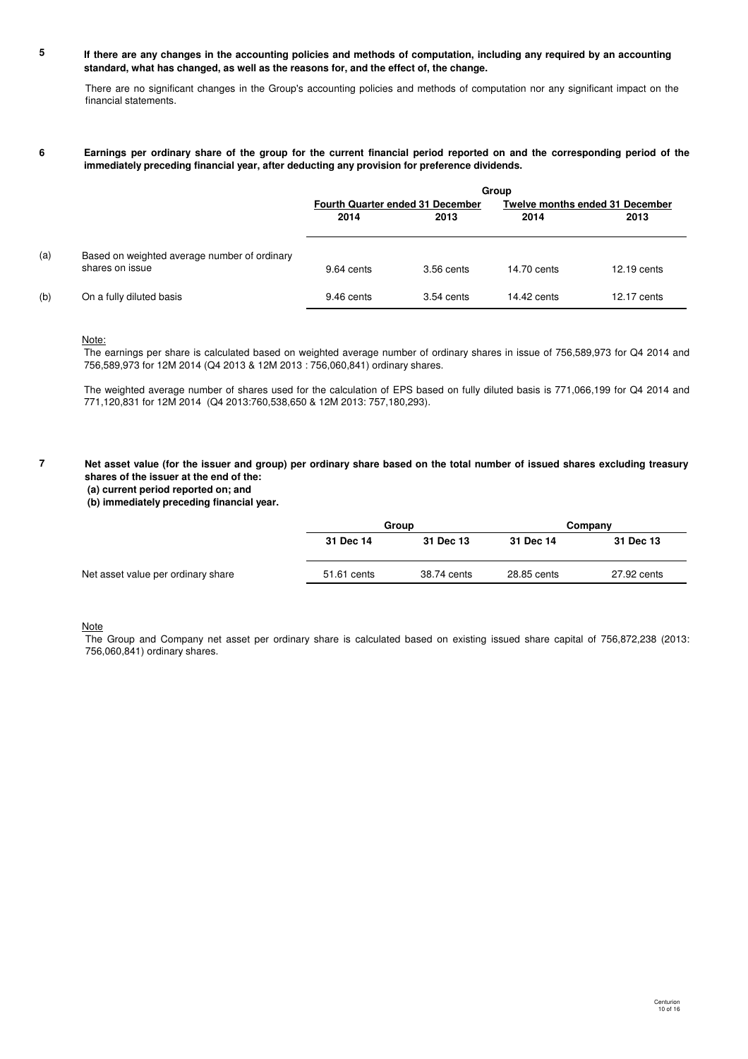**5 If there are any changes in the accounting policies and methods of computation, including any required by an accounting standard, what has changed, as well as the reasons for, and the effect of, the change.**

There are no significant changes in the Group's accounting policies and methods of computation nor any significant impact on the financial statements.

**6 Earnings per ordinary share of the group for the current financial period reported on and the corresponding period of the immediately preceding financial year, after deducting any provision for preference dividends.**

| | | Group | | | |
|---|---|---|---|---|---|
| | | Fourth Quarter ended 31 December | | Twelve months ended 31 December | |
| | | 2014 | 2013 | 2014 | 2013 |
| (a) | Based on weighted average number of ordinary shares on issue | 9.64 cents | 3.56 cents | 14.70 cents | 12.19 cents |
| (b) | On a fully diluted basis | 9.46 cents | 3.54 cents | 14.42 cents | 12.17 cents |

Note:

The earnings per share is calculated based on weighted average number of ordinary shares in issue of 756,589,973 for Q4 2014 and 756,589,973 for 12M 2014 (Q4 2013 & 12M 2013 : 756,060,841) ordinary shares.

The weighted average number of shares used for the calculation of EPS based on fully diluted basis is 771,066,199 for Q4 2014 and 771,120,831 for 12M 2014 (Q4 2013:760,538,650 & 12M 2013: 757,180,293).

**7 Net asset value (for the issuer and group) per ordinary share based on the total number of issued shares excluding treasury shares of the issuer at the end of the:**
**(a) current period reported on; and**
**(b) immediately preceding financial year.**

| | Group | | Company | |
|---|---|---|---|---|
| | 31 Dec 14 | 31 Dec 13 | 31 Dec 14 | 31 Dec 13 |
| Net asset value per ordinary share | 51.61 cents | 38.74 cents | 28.85 cents | 27.92 cents |

Note

The Group and Company net asset per ordinary share is calculated based on existing issued share capital of 756,872,238 (2013: 756,060,841) ordinary shares.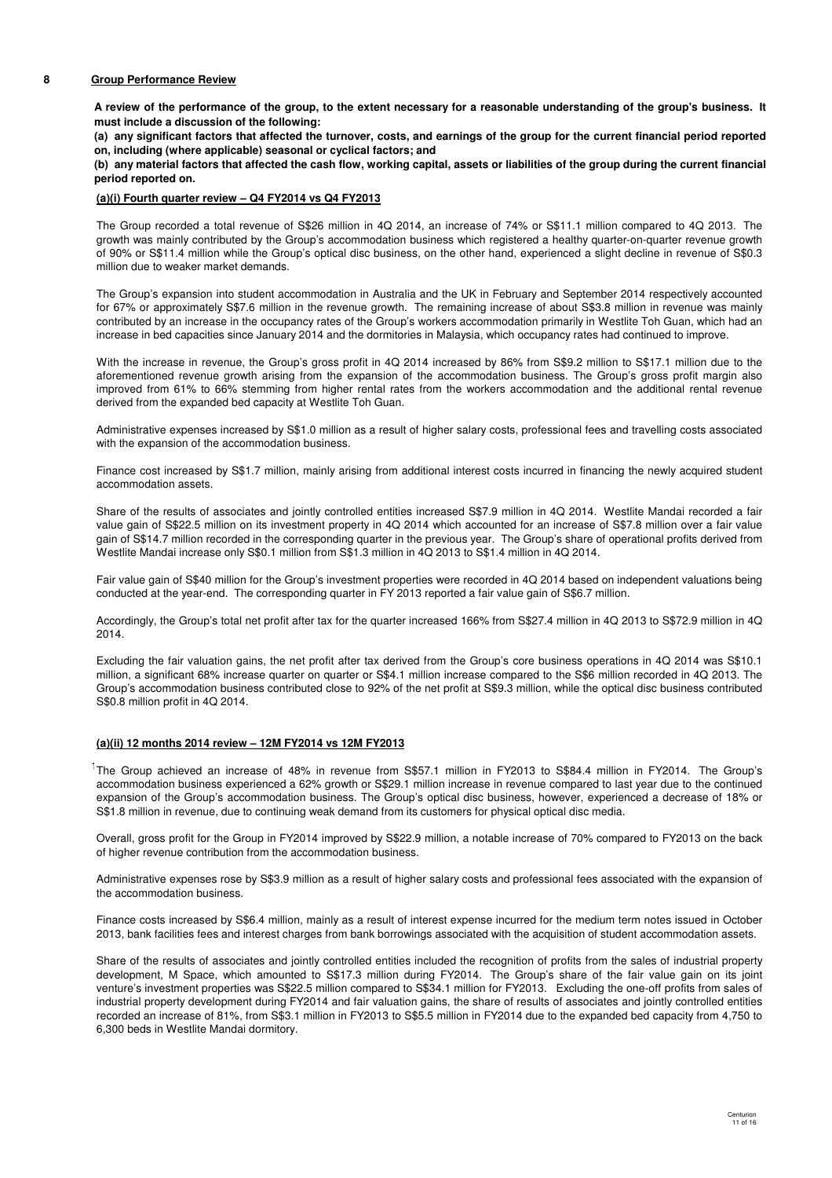## 8 Group Performance Review

**A review of the performance of the group, to the extent necessary for a reasonable understanding of the group's business. It must include a discussion of the following:**

**(a) any significant factors that affected the turnover, costs, and earnings of the group for the current financial period reported on, including (where applicable) seasonal or cyclical factors; and**

**(b) any material factors that affected the cash flow, working capital, assets or liabilities of the group during the current financial period reported on.**

### (a)(i) Fourth quarter review – Q4 FY2014 vs Q4 FY2013

The Group recorded a total revenue of S$26 million in 4Q 2014, an increase of 74% or S$11.1 million compared to 4Q 2013. The growth was mainly contributed by the Group's accommodation business which registered a healthy quarter-on-quarter revenue growth of 90% or S$11.4 million while the Group's optical disc business, on the other hand, experienced a slight decline in revenue of S$0.3 million due to weaker market demands.

The Group's expansion into student accommodation in Australia and the UK in February and September 2014 respectively accounted for 67% or approximately S$7.6 million in the revenue growth. The remaining increase of about S$3.8 million in revenue was mainly contributed by an increase in the occupancy rates of the Group's workers accommodation primarily in Westlite Toh Guan, which had an increase in bed capacities since January 2014 and the dormitories in Malaysia, which occupancy rates had continued to improve.

With the increase in revenue, the Group's gross profit in 4Q 2014 increased by 86% from S$9.2 million to S$17.1 million due to the aforementioned revenue growth arising from the expansion of the accommodation business. The Group's gross profit margin also improved from 61% to 66% stemming from higher rental rates from the workers accommodation and the additional rental revenue derived from the expanded bed capacity at Westlite Toh Guan.

Administrative expenses increased by S$1.0 million as a result of higher salary costs, professional fees and travelling costs associated with the expansion of the accommodation business.

Finance cost increased by S$1.7 million, mainly arising from additional interest costs incurred in financing the newly acquired student accommodation assets.

Share of the results of associates and jointly controlled entities increased S$7.9 million in 4Q 2014. Westlite Mandai recorded a fair value gain of S$22.5 million on its investment property in 4Q 2014 which accounted for an increase of S$7.8 million over a fair value gain of S$14.7 million recorded in the corresponding quarter in the previous year. The Group's share of operational profits derived from Westlite Mandai increase only S$0.1 million from S$1.3 million in 4Q 2013 to S$1.4 million in 4Q 2014.

Fair value gain of S$40 million for the Group's investment properties were recorded in 4Q 2014 based on independent valuations being conducted at the year-end. The corresponding quarter in FY 2013 reported a fair value gain of S$6.7 million.

Accordingly, the Group's total net profit after tax for the quarter increased 166% from S$27.4 million in 4Q 2013 to S$72.9 million in 4Q 2014.

Excluding the fair valuation gains, the net profit after tax derived from the Group's core business operations in 4Q 2014 was S$10.1 million, a significant 68% increase quarter on quarter or S$4.1 million increase compared to the S$6 million recorded in 4Q 2013. The Group's accommodation business contributed close to 92% of the net profit at S$9.3 million, while the optical disc business contributed S$0.8 million profit in 4Q 2014.

### (a)(ii) 12 months 2014 review – 12M FY2014 vs 12M FY2013

[1]The Group achieved an increase of 48% in revenue from S$57.1 million in FY2013 to S$84.4 million in FY2014. The Group's accommodation business experienced a 62% growth or S$29.1 million increase in revenue compared to last year due to the continued expansion of the Group's accommodation business. The Group's optical disc business, however, experienced a decrease of 18% or S$1.8 million in revenue, due to continuing weak demand from its customers for physical optical disc media.

Overall, gross profit for the Group in FY2014 improved by S$22.9 million, a notable increase of 70% compared to FY2013 on the back of higher revenue contribution from the accommodation business.

Administrative expenses rose by S$3.9 million as a result of higher salary costs and professional fees associated with the expansion of the accommodation business.

Finance costs increased by S$6.4 million, mainly as a result of interest expense incurred for the medium term notes issued in October 2013, bank facilities fees and interest charges from bank borrowings associated with the acquisition of student accommodation assets.

Share of the results of associates and jointly controlled entities included the recognition of profits from the sales of industrial property development, M Space, which amounted to S$17.3 million during FY2014. The Group's share of the fair value gain on its joint venture's investment properties was S$22.5 million compared to S$34.1 million for FY2013. Excluding the one-off profits from sales of industrial property development during FY2014 and fair valuation gains, the share of results of associates and jointly controlled entities recorded an increase of 81%, from S$3.1 million in FY2013 to S$5.5 million in FY2014 due to the expanded bed capacity from 4,750 to 6,300 beds in Westlite Mandai dormitory.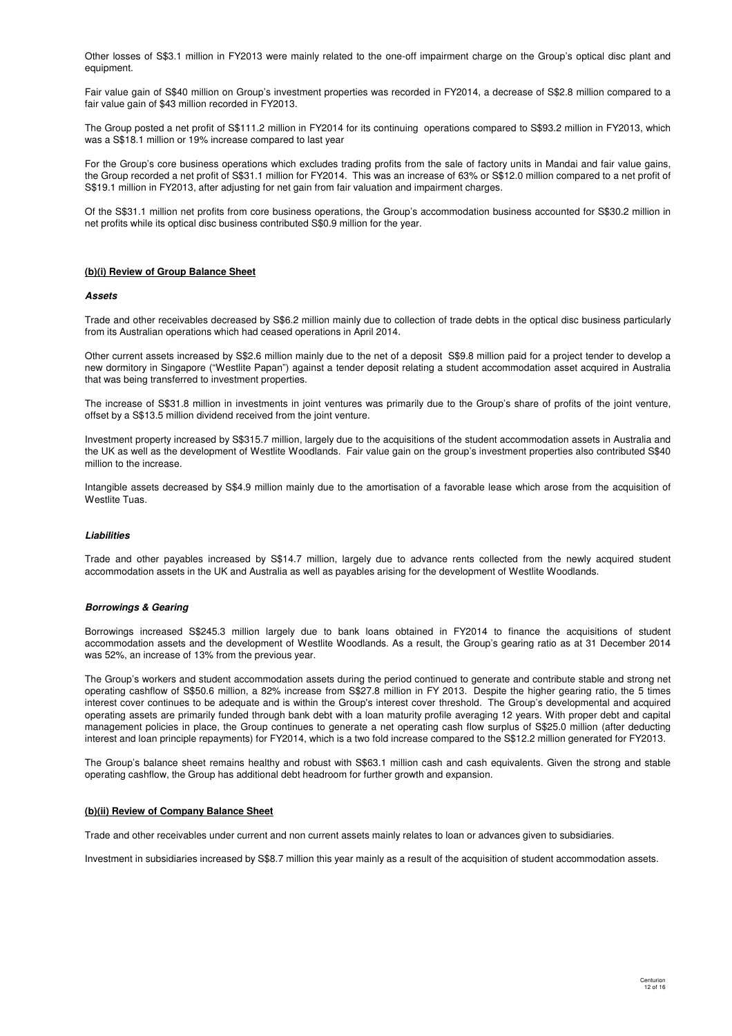Other losses of S$3.1 million in FY2013 were mainly related to the one-off impairment charge on the Group's optical disc plant and equipment.

Fair value gain of S$40 million on Group's investment properties was recorded in FY2014, a decrease of S$2.8 million compared to a fair value gain of $43 million recorded in FY2013.

The Group posted a net profit of S$111.2 million in FY2014 for its continuing operations compared to S$93.2 million in FY2013, which was a S$18.1 million or 19% increase compared to last year

For the Group's core business operations which excludes trading profits from the sale of factory units in Mandai and fair value gains, the Group recorded a net profit of S$31.1 million for FY2014. This was an increase of 63% or S$12.0 million compared to a net profit of S$19.1 million in FY2013, after adjusting for net gain from fair valuation and impairment charges.

Of the S$31.1 million net profits from core business operations, the Group's accommodation business accounted for S$30.2 million in net profits while its optical disc business contributed S$0.9 million for the year.

**(b)(i) Review of Group Balance Sheet**

***Assets***

Trade and other receivables decreased by S$6.2 million mainly due to collection of trade debts in the optical disc business particularly from its Australian operations which had ceased operations in April 2014.

Other current assets increased by S$2.6 million mainly due to the net of a deposit S$9.8 million paid for a project tender to develop a new dormitory in Singapore ("Westlite Papan") against a tender deposit relating a student accommodation asset acquired in Australia that was being transferred to investment properties.

The increase of S$31.8 million in investments in joint ventures was primarily due to the Group's share of profits of the joint venture, offset by a S$13.5 million dividend received from the joint venture.

Investment property increased by S$315.7 million, largely due to the acquisitions of the student accommodation assets in Australia and the UK as well as the development of Westlite Woodlands. Fair value gain on the group's investment properties also contributed S$40 million to the increase.

Intangible assets decreased by S$4.9 million mainly due to the amortisation of a favorable lease which arose from the acquisition of Westlite Tuas.

***Liabilities***

Trade and other payables increased by S$14.7 million, largely due to advance rents collected from the newly acquired student accommodation assets in the UK and Australia as well as payables arising for the development of Westlite Woodlands.

***Borrowings & Gearing***

Borrowings increased S$245.3 million largely due to bank loans obtained in FY2014 to finance the acquisitions of student accommodation assets and the development of Westlite Woodlands. As a result, the Group's gearing ratio as at 31 December 2014 was 52%, an increase of 13% from the previous year.

The Group's workers and student accommodation assets during the period continued to generate and contribute stable and strong net operating cashflow of S$50.6 million, a 82% increase from S$27.8 million in FY 2013. Despite the higher gearing ratio, the 5 times interest cover continues to be adequate and is within the Group's interest cover threshold. The Group's developmental and acquired operating assets are primarily funded through bank debt with a loan maturity profile averaging 12 years. With proper debt and capital management policies in place, the Group continues to generate a net operating cash flow surplus of S$25.0 million (after deducting interest and loan principle repayments) for FY2014, which is a two fold increase compared to the S$12.2 million generated for FY2013.

The Group's balance sheet remains healthy and robust with S$63.1 million cash and cash equivalents. Given the strong and stable operating cashflow, the Group has additional debt headroom for further growth and expansion.

**(b)(ii) Review of Company Balance Sheet**

Trade and other receivables under current and non current assets mainly relates to loan or advances given to subsidiaries.

Investment in subsidiaries increased by S$8.7 million this year mainly as a result of the acquisition of student accommodation assets.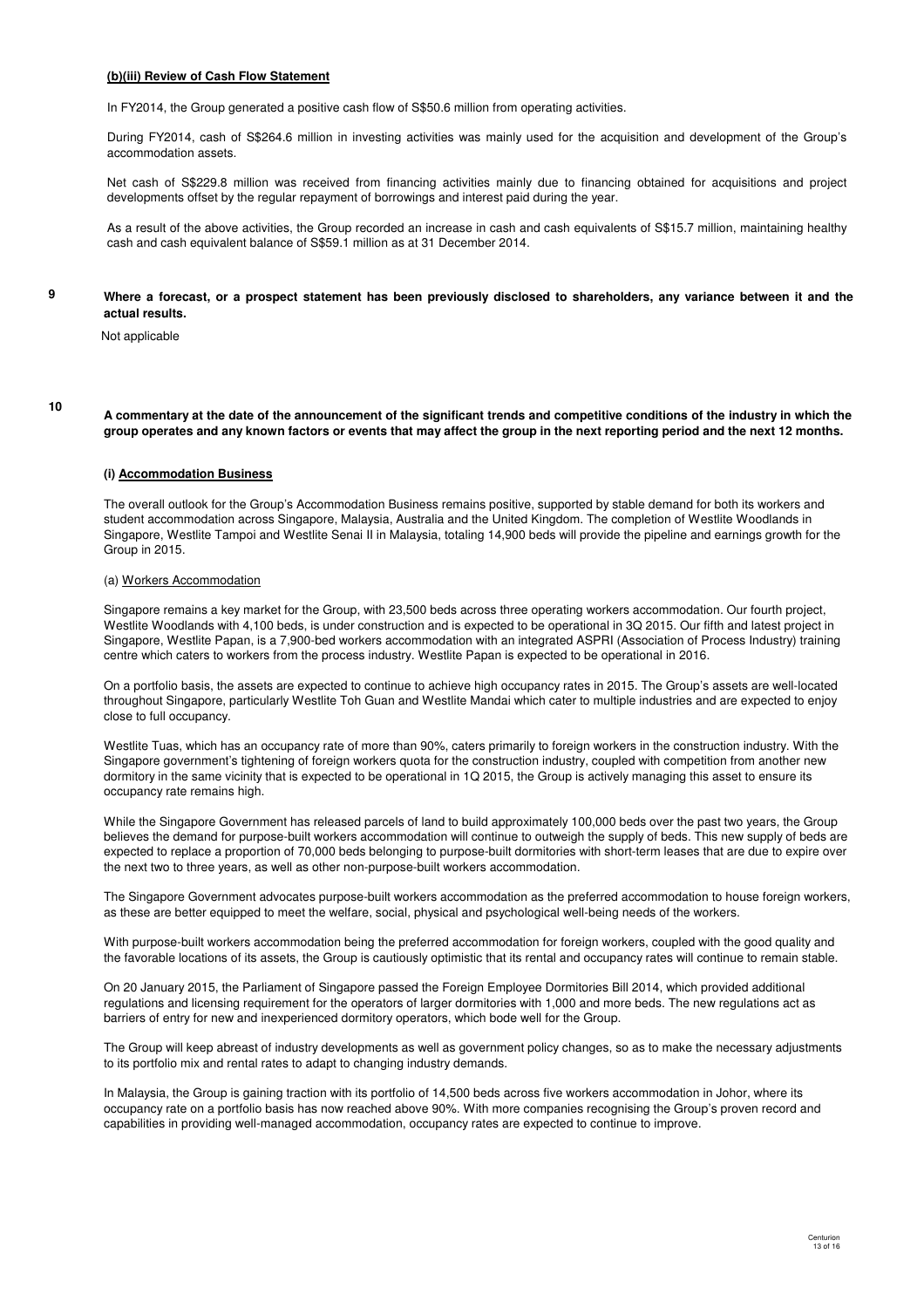**(b)(iii) Review of Cash Flow Statement**

In FY2014, the Group generated a positive cash flow of S$50.6 million from operating activities.

During FY2014, cash of S$264.6 million in investing activities was mainly used for the acquisition and development of the Group's accommodation assets.

Net cash of S$229.8 million was received from financing activities mainly due to financing obtained for acquisitions and project developments offset by the regular repayment of borrowings and interest paid during the year.

As a result of the above activities, the Group recorded an increase in cash and cash equivalents of S$15.7 million, maintaining healthy cash and cash equivalent balance of S$59.1 million as at 31 December 2014.

**9 Where a forecast, or a prospect statement has been previously disclosed to shareholders, any variance between it and the actual results.**

Not applicable

**10 A commentary at the date of the announcement of the significant trends and competitive conditions of the industry in which the group operates and any known factors or events that may affect the group in the next reporting period and the next 12 months.**

**(i) Accommodation Business**

The overall outlook for the Group's Accommodation Business remains positive, supported by stable demand for both its workers and student accommodation across Singapore, Malaysia, Australia and the United Kingdom. The completion of Westlite Woodlands in Singapore, Westlite Tampoi and Westlite Senai II in Malaysia, totaling 14,900 beds will provide the pipeline and earnings growth for the Group in 2015.

(a) Workers Accommodation

Singapore remains a key market for the Group, with 23,500 beds across three operating workers accommodation. Our fourth project, Westlite Woodlands with 4,100 beds, is under construction and is expected to be operational in 3Q 2015. Our fifth and latest project in Singapore, Westlite Papan, is a 7,900-bed workers accommodation with an integrated ASPRI (Association of Process Industry) training centre which caters to workers from the process industry. Westlite Papan is expected to be operational in 2016.

On a portfolio basis, the assets are expected to continue to achieve high occupancy rates in 2015. The Group's assets are well-located throughout Singapore, particularly Westlite Toh Guan and Westlite Mandai which cater to multiple industries and are expected to enjoy close to full occupancy.

Westlite Tuas, which has an occupancy rate of more than 90%, caters primarily to foreign workers in the construction industry. With the Singapore government's tightening of foreign workers quota for the construction industry, coupled with competition from another new dormitory in the same vicinity that is expected to be operational in 1Q 2015, the Group is actively managing this asset to ensure its occupancy rate remains high.

While the Singapore Government has released parcels of land to build approximately 100,000 beds over the past two years, the Group believes the demand for purpose-built workers accommodation will continue to outweigh the supply of beds. This new supply of beds are expected to replace a proportion of 70,000 beds belonging to purpose-built dormitories with short-term leases that are due to expire over the next two to three years, as well as other non-purpose-built workers accommodation.

The Singapore Government advocates purpose-built workers accommodation as the preferred accommodation to house foreign workers, as these are better equipped to meet the welfare, social, physical and psychological well-being needs of the workers.

With purpose-built workers accommodation being the preferred accommodation for foreign workers, coupled with the good quality and the favorable locations of its assets, the Group is cautiously optimistic that its rental and occupancy rates will continue to remain stable.

On 20 January 2015, the Parliament of Singapore passed the Foreign Employee Dormitories Bill 2014, which provided additional regulations and licensing requirement for the operators of larger dormitories with 1,000 and more beds. The new regulations act as barriers of entry for new and inexperienced dormitory operators, which bode well for the Group.

The Group will keep abreast of industry developments as well as government policy changes, so as to make the necessary adjustments to its portfolio mix and rental rates to adapt to changing industry demands.

In Malaysia, the Group is gaining traction with its portfolio of 14,500 beds across five workers accommodation in Johor, where its occupancy rate on a portfolio basis has now reached above 90%. With more companies recognising the Group's proven record and capabilities in providing well-managed accommodation, occupancy rates are expected to continue to improve.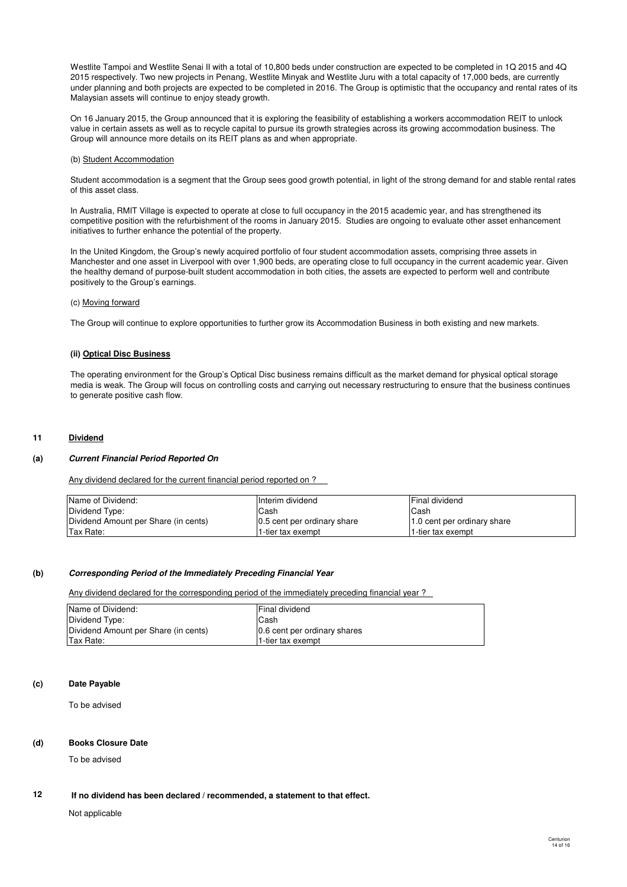Westlite Tampoi and Westlite Senai II with a total of 10,800 beds under construction are expected to be completed in 1Q 2015 and 4Q 2015 respectively. Two new projects in Penang, Westlite Minyak and Westlite Juru with a total capacity of 17,000 beds, are currently under planning and both projects are expected to be completed in 2016. The Group is optimistic that the occupancy and rental rates of its Malaysian assets will continue to enjoy steady growth.

On 16 January 2015, the Group announced that it is exploring the feasibility of establishing a workers accommodation REIT to unlock value in certain assets as well as to recycle capital to pursue its growth strategies across its growing accommodation business. The Group will announce more details on its REIT plans as and when appropriate.

(b) Student Accommodation

Student accommodation is a segment that the Group sees good growth potential, in light of the strong demand for and stable rental rates of this asset class.

In Australia, RMIT Village is expected to operate at close to full occupancy in the 2015 academic year, and has strengthened its competitive position with the refurbishment of the rooms in January 2015. Studies are ongoing to evaluate other asset enhancement initiatives to further enhance the potential of the property.

In the United Kingdom, the Group's newly acquired portfolio of four student accommodation assets, comprising three assets in Manchester and one asset in Liverpool with over 1,900 beds, are operating close to full occupancy in the current academic year. Given the healthy demand of purpose-built student accommodation in both cities, the assets are expected to perform well and contribute positively to the Group's earnings.

(c) Moving forward

The Group will continue to explore opportunities to further grow its Accommodation Business in both existing and new markets.

**(ii) Optical Disc Business**

The operating environment for the Group's Optical Disc business remains difficult as the market demand for physical optical storage media is weak. The Group will focus on controlling costs and carrying out necessary restructuring to ensure that the business continues to generate positive cash flow.

## 11 Dividend

### (a) *Current Financial Period Reported On*

Any dividend declared for the current financial period reported on ?

| Name of Dividend: | Interim dividend | Final dividend |
|---|---|---|
| Dividend Type: | Cash | Cash |
| Dividend Amount per Share (in cents) | 0.5 cent per ordinary share | 1.0 cent per ordinary share |
| Tax Rate: | 1-tier tax exempt | 1-tier tax exempt |

### (b) *Corresponding Period of the Immediately Preceding Financial Year*

Any dividend declared for the corresponding period of the immediately preceding financial year ?

| Name of Dividend: | Final dividend |
|---|---|
| Dividend Type: | Cash |
| Dividend Amount per Share (in cents) | 0.6 cent per ordinary shares |
| Tax Rate: | 1-tier tax exempt |

### (c) Date Payable

To be advised

### (d) Books Closure Date

To be advised

## 12 If no dividend has been declared / recommended, a statement to that effect.

Not applicable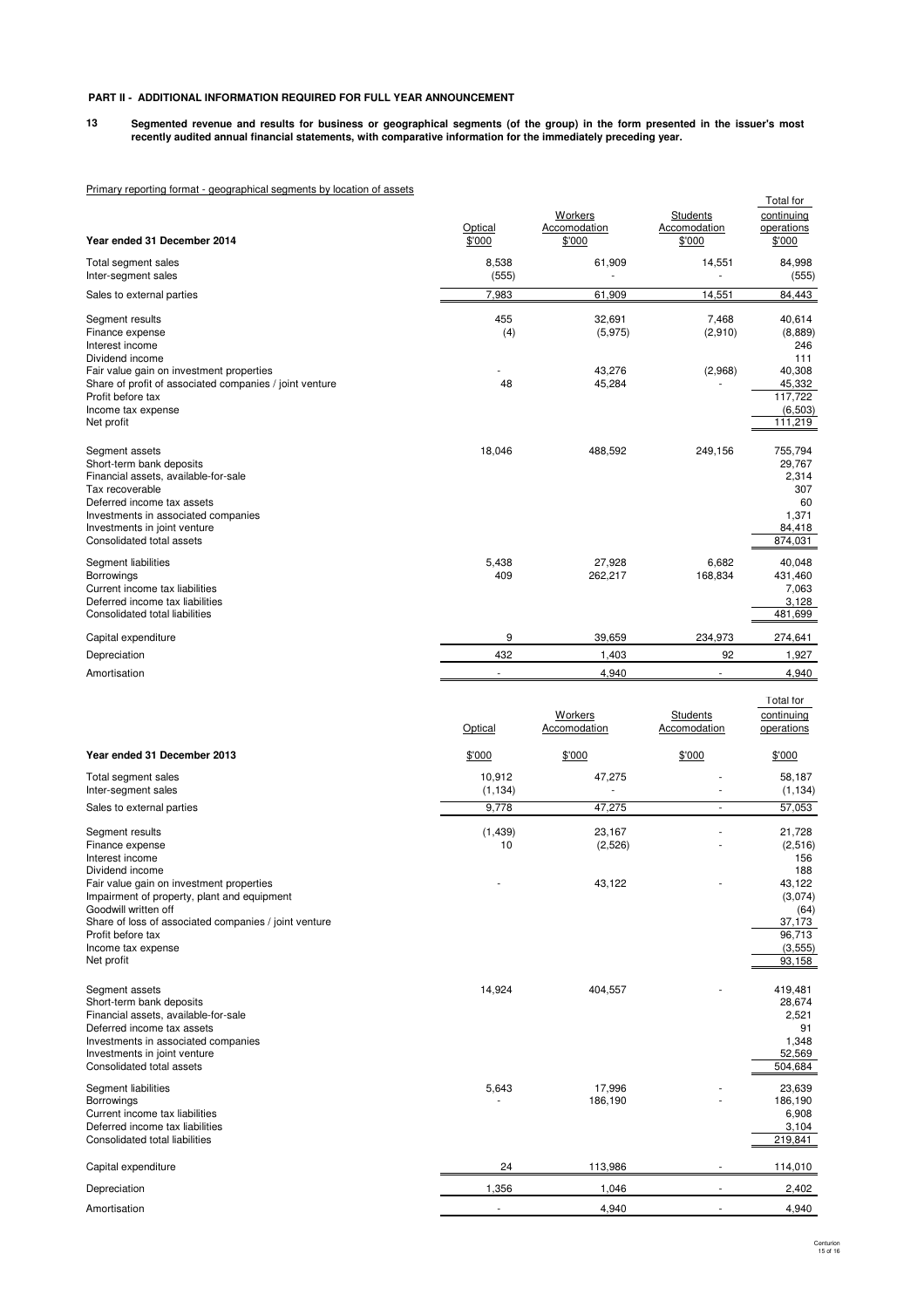**PART II - ADDITIONAL INFORMATION REQUIRED FOR FULL YEAR ANNOUNCEMENT**

**13 Segmented revenue and results for business or geographical segments (of the group) in the form presented in the issuer's most recently audited annual financial statements, with comparative information for the immediately preceding year.**

Primary reporting format - geographical segments by location of assets

| Year ended 31 December 2014 | Optical $'000 | Workers Accomodation $'000 | Students Accomodation $'000 | Total for continuing operations $'000 |
|---|---|---|---|---|
| Total segment sales | 8,538 | 61,909 | 14,551 | 84,998 |
| Inter-segment sales | (555) | - | - | (555) |
| Sales to external parties | 7,983 | 61,909 | 14,551 | 84,443 |
| Segment results | 455 | 32,691 | 7,468 | 40,614 |
| Finance expense | (4) | (5,975) | (2,910) | (8,889) |
| Interest income | | | | 246 |
| Dividend income | | | | 111 |
| Fair value gain on investment properties | - | 43,276 | (2,968) | 40,308 |
| Share of profit of associated companies / joint venture | 48 | 45,284 | - | 45,332 |
| Profit before tax | | | | 117,722 |
| Income tax expense | | | | (6,503) |
| Net profit | | | | 111,219 |
| Segment assets | 18,046 | 488,592 | 249,156 | 755,794 |
| Short-term bank deposits | | | | 29,767 |
| Financial assets, available-for-sale | | | | 2,314 |
| Tax recoverable | | | | 307 |
| Deferred income tax assets | | | | 60 |
| Investments in associated companies | | | | 1,371 |
| Investments in joint venture | | | | 84,418 |
| Consolidated total assets | | | | 874,031 |
| Segment liabilities | 5,438 | 27,928 | 6,682 | 40,048 |
| Borrowings | 409 | 262,217 | 168,834 | 431,460 |
| Current income tax liabilities | | | | 7,063 |
| Deferred income tax liabilities | | | | 3,128 |
| Consolidated total liabilities | | | | 481,699 |
| Capital expenditure | 9 | 39,659 | 234,973 | 274,641 |
| Depreciation | 432 | 1,403 | 92 | 1,927 |
| Amortisation | - | 4,940 | - | 4,940 |

| Year ended 31 December 2013 | Optical $'000 | Workers Accomodation $'000 | Students Accomodation $'000 | Total for continuing operations $'000 |
|---|---|---|---|---|
| Total segment sales | 10,912 | 47,275 | - | 58,187 |
| Inter-segment sales | (1,134) | - | - | (1,134) |
| Sales to external parties | 9,778 | 47,275 | - | 57,053 |
| Segment results | (1,439) | 23,167 | - | 21,728 |
| Finance expense | 10 | (2,526) | - | (2,516) |
| Interest income | | | | 156 |
| Dividend income | | | | 188 |
| Fair value gain on investment properties | - | 43,122 | - | 43,122 |
| Impairment of property, plant and equipment | | | | (3,074) |
| Goodwill written off | | | | (64) |
| Share of loss of associated companies / joint venture | | | | 37,173 |
| Profit before tax | | | | 96,713 |
| Income tax expense | | | | (3,555) |
| Net profit | | | | 93,158 |
| Segment assets | 14,924 | 404,557 | - | 419,481 |
| Short-term bank deposits | | | | 28,674 |
| Financial assets, available-for-sale | | | | 2,521 |
| Deferred income tax assets | | | | 91 |
| Investments in associated companies | | | | 1,348 |
| Investments in joint venture | | | | 52,569 |
| Consolidated total assets | | | | 504,684 |
| Segment liabilities | 5,643 | 17,996 | - | 23,639 |
| Borrowings | - | 186,190 | - | 186,190 |
| Current income tax liabilities | | | | 6,908 |
| Deferred income tax liabilities | | | | 3,104 |
| Consolidated total liabilities | | | | 219,841 |
| Capital expenditure | 24 | 113,986 | - | 114,010 |
| Depreciation | 1,356 | 1,046 | - | 2,402 |
| Amortisation | - | 4,940 | - | 4,940 |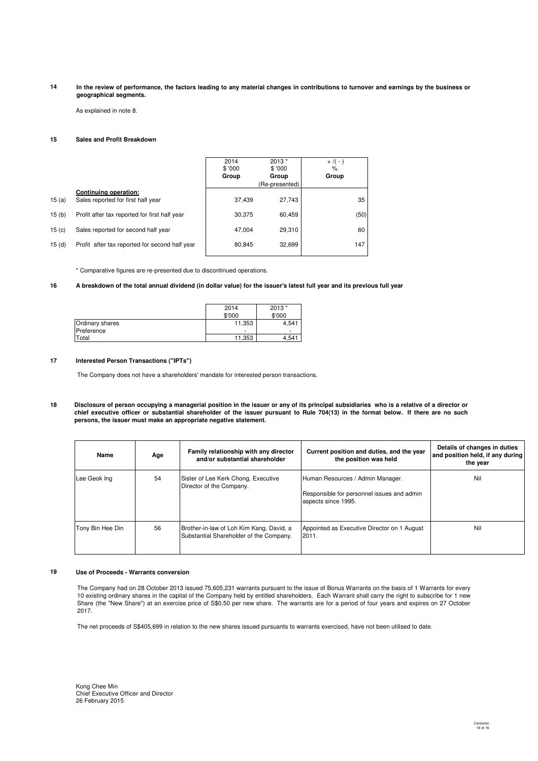**14 In the review of performance, the factors leading to any material changes in contributions to turnover and earnings by the business or geographical segments.**

As explained in note 8.

**15 Sales and Profit Breakdown**

| | | 2014<br>$ '000<br>Group | 2013 *<br>$ '000<br>Group<br>(Re-presented) | + /( - )<br>%<br>Group |
|---|---|---|---|---|
| | **Continuing operation:** | | | |
| 15 (a) | Sales reported for first half year | 37,439 | 27,743 | 35 |
| 15 (b) | Profit after tax reported for first half year | 30,375 | 60,459 | (50) |
| 15 (c) | Sales reported for second half year | 47,004 | 29,310 | 60 |
| 15 (d) | Profit after tax reported for second half year | 80,845 | 32,699 | 147 |

* Comparative figures are re-presented due to discontinued operations.

**16 A breakdown of the total annual dividend (in dollar value) for the issuer's latest full year and its previous full year**

| | 2014<br>$'000 | 2013 *<br>$'000 |
|---|---|---|
| Ordinary shares | 11,353 | 4,541 |
| Preference | - | - |
| Total | 11,353 | 4,541 |

**17 Interested Person Transactions ("IPTs")**

The Company does not have a shareholders' mandate for interested person transactions.

**18 Disclosure of person occupying a managerial position in the issuer or any of its principal subsidiaries who is a relative of a director or chief executive officer or substantial shareholder of the issuer pursuant to Rule 704(13) in the format below. If there are no such persons, the issuer must make an appropriate negative statement.**

| Name | Age | Family relationship with any director and/or substantial shareholder | Current position and duties, and the year the position was held | Details of changes in duties and position held, if any during the year |
|---|---|---|---|---|
| Lee Geok Ing | 54 | Sister of Lee Kerk Chong, Executive Director of the Company. | Human Resources / Admin Manager.<br><br>Responsible for personnel issues and admin aspects since 1995. | Nil |
| Tony Bin Hee Din | 56 | Brother-in-law of Loh Kim Kang, David, a Substantial Shareholder of the Company. | Appointed as Executive Director on 1 August 2011. | Nil |

**19 Use of Proceeds - Warrants conversion**

The Company had on 28 October 2013 issued 75,605,231 warrants pursuant to the issue of Bonus Warrants on the basis of 1 Warrants for every 10 existing ordinary shares in the capital of the Company held by entitled shareholders. Each Warrant shall carry the right to subscribe for 1 new Share (the "New Share") at an exercise price of S$0.50 per new share. The warrants are for a period of four years and expires on 27 October 2017.

The net proceeds of S$405,699 in relation to the new shares issued pursuants to warrants exercised, have not been utilised to date.

Kong Chee Min
Chief Executive Officer and Director
26 February 2015